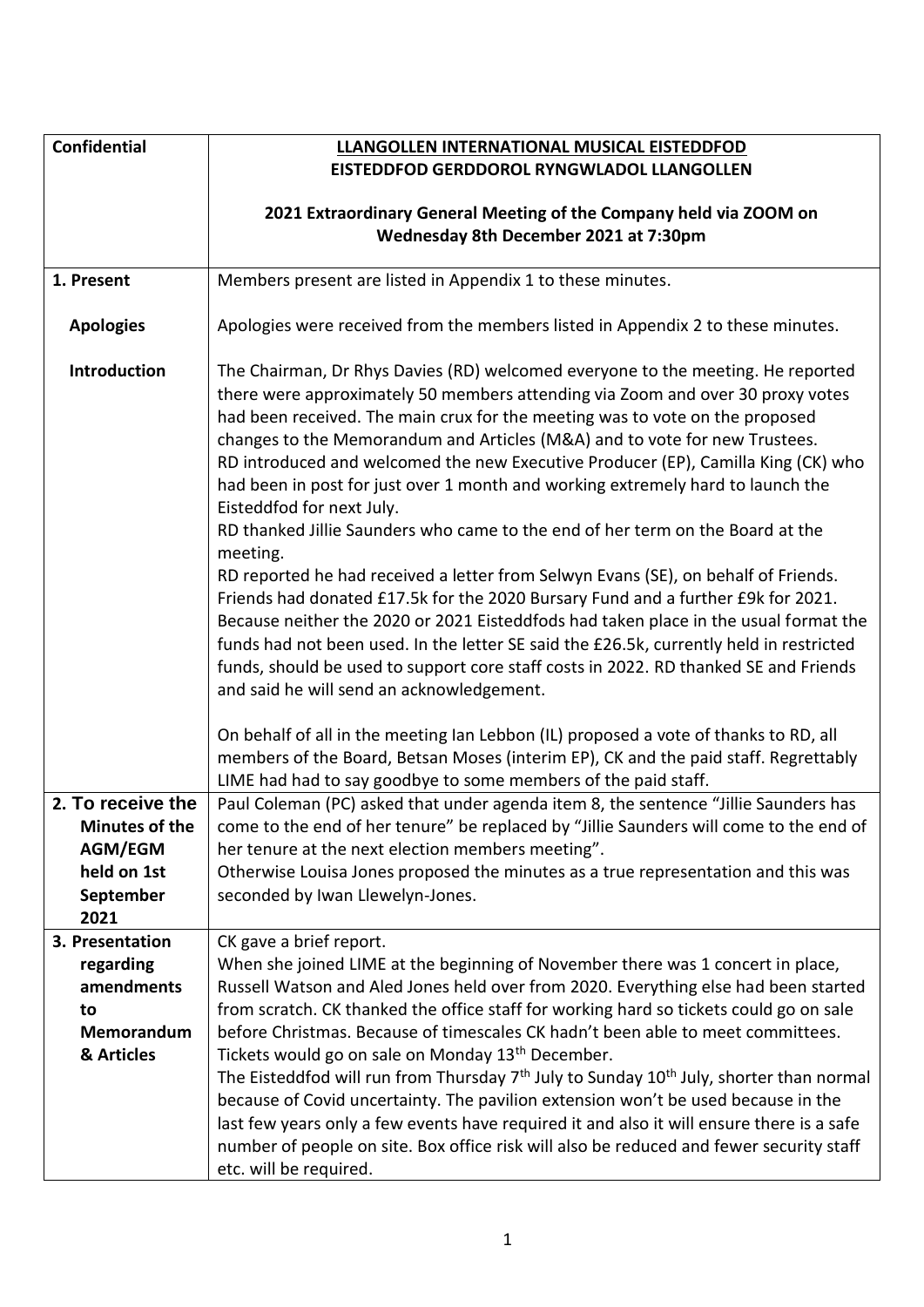| Confidential | **LLANGOLLEN INTERNATIONAL MUSICAL EISTEDDFOD**<br>**EISTEDDFOD GERDDOROL RYNGWLADOL LLANGOLLEN**<br><br>**2021 Extraordinary General Meeting of the Company held via ZOOM on Wednesday 8th December 2021 at 7:30pm** |
|---|---|
| **1. Present** | Members present are listed in Appendix 1 to these minutes. |
| **Apologies** | Apologies were received from the members listed in Appendix 2 to these minutes. |
| **Introduction** | The Chairman, Dr Rhys Davies (RD) welcomed everyone to the meeting. He reported there were approximately 50 members attending via Zoom and over 30 proxy votes had been received. The main crux for the meeting was to vote on the proposed changes to the Memorandum and Articles (M&A) and to vote for new Trustees.<br>RD introduced and welcomed the new Executive Producer (EP), Camilla King (CK) who had been in post for just over 1 month and working extremely hard to launch the Eisteddfod for next July.<br>RD thanked Jillie Saunders who came to the end of her term on the Board at the meeting.<br>RD reported he had received a letter from Selwyn Evans (SE), on behalf of Friends. Friends had donated £17.5k for the 2020 Bursary Fund and a further £9k for 2021. Because neither the 2020 or 2021 Eisteddfods had taken place in the usual format the funds had not been used. In the letter SE said the £26.5k, currently held in restricted funds, should be used to support core staff costs in 2022. RD thanked SE and Friends and said he will send an acknowledgement.<br><br>On behalf of all in the meeting Ian Lebbon (IL) proposed a vote of thanks to RD, all members of the Board, Betsan Moses (interim EP), CK and the paid staff. Regrettably LIME had had to say goodbye to some members of the paid staff. |
| **2. To receive the Minutes of the AGM/EGM held on 1st September 2021** | Paul Coleman (PC) asked that under agenda item 8, the sentence "Jillie Saunders has come to the end of her tenure" be replaced by "Jillie Saunders will come to the end of her tenure at the next election members meeting".<br>Otherwise Louisa Jones proposed the minutes as a true representation and this was seconded by Iwan Llewelyn-Jones. |
| **3. Presentation regarding amendments to Memorandum & Articles** | CK gave a brief report.<br>When she joined LIME at the beginning of November there was 1 concert in place, Russell Watson and Aled Jones held over from 2020. Everything else had been started from scratch. CK thanked the office staff for working hard so tickets could go on sale before Christmas. Because of timescales CK hadn't been able to meet committees.<br>Tickets would go on sale on Monday 13th December.<br>The Eisteddfod will run from Thursday 7th July to Sunday 10th July, shorter than normal because of Covid uncertainty. The pavilion extension won't be used because in the last few years only a few events have required it and also it will ensure there is a safe number of people on site. Box office risk will also be reduced and fewer security staff etc. will be required. |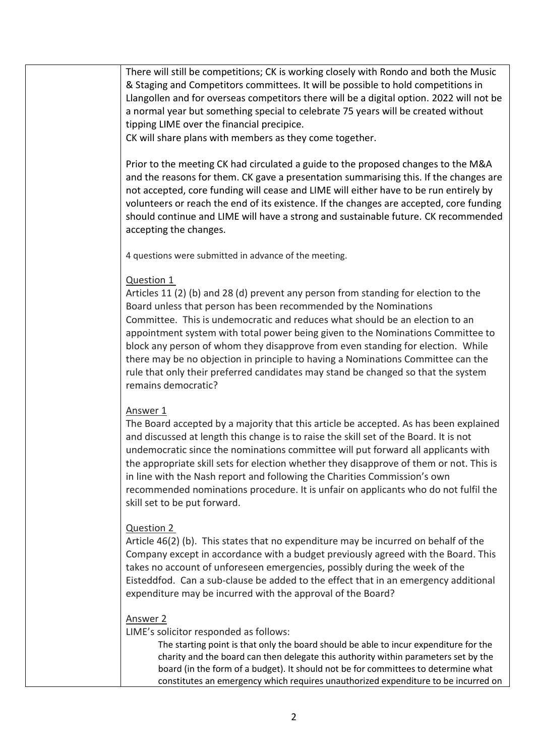There will still be competitions; CK is working closely with Rondo and both the Music & Staging and Competitors committees. It will be possible to hold competitions in Llangollen and for overseas competitors there will be a digital option. 2022 will not be a normal year but something special to celebrate 75 years will be created without tipping LIME over the financial precipice.
CK will share plans with members as they come together.

Prior to the meeting CK had circulated a guide to the proposed changes to the M&A and the reasons for them. CK gave a presentation summarising this. If the changes are not accepted, core funding will cease and LIME will either have to be run entirely by volunteers or reach the end of its existence. If the changes are accepted, core funding should continue and LIME will have a strong and sustainable future. CK recommended accepting the changes.

4 questions were submitted in advance of the meeting.

Question 1

Articles 11 (2) (b) and 28 (d) prevent any person from standing for election to the Board unless that person has been recommended by the Nominations Committee. This is undemocratic and reduces what should be an election to an appointment system with total power being given to the Nominations Committee to block any person of whom they disapprove from even standing for election. While there may be no objection in principle to having a Nominations Committee can the rule that only their preferred candidates may stand be changed so that the system remains democratic?

Answer 1

The Board accepted by a majority that this article be accepted. As has been explained and discussed at length this change is to raise the skill set of the Board. It is not undemocratic since the nominations committee will put forward all applicants with the appropriate skill sets for election whether they disapprove of them or not. This is in line with the Nash report and following the Charities Commission's own recommended nominations procedure. It is unfair on applicants who do not fulfil the skill set to be put forward.

Question 2

Article 46(2) (b). This states that no expenditure may be incurred on behalf of the Company except in accordance with a budget previously agreed with the Board. This takes no account of unforeseen emergencies, possibly during the week of the Eisteddfod. Can a sub-clause be added to the effect that in an emergency additional expenditure may be incurred with the approval of the Board?

Answer 2

LIME's solicitor responded as follows:

> The starting point is that only the board should be able to incur expenditure for the charity and the board can then delegate this authority within parameters set by the board (in the form of a budget). It should not be for committees to determine what constitutes an emergency which requires unauthorized expenditure to be incurred on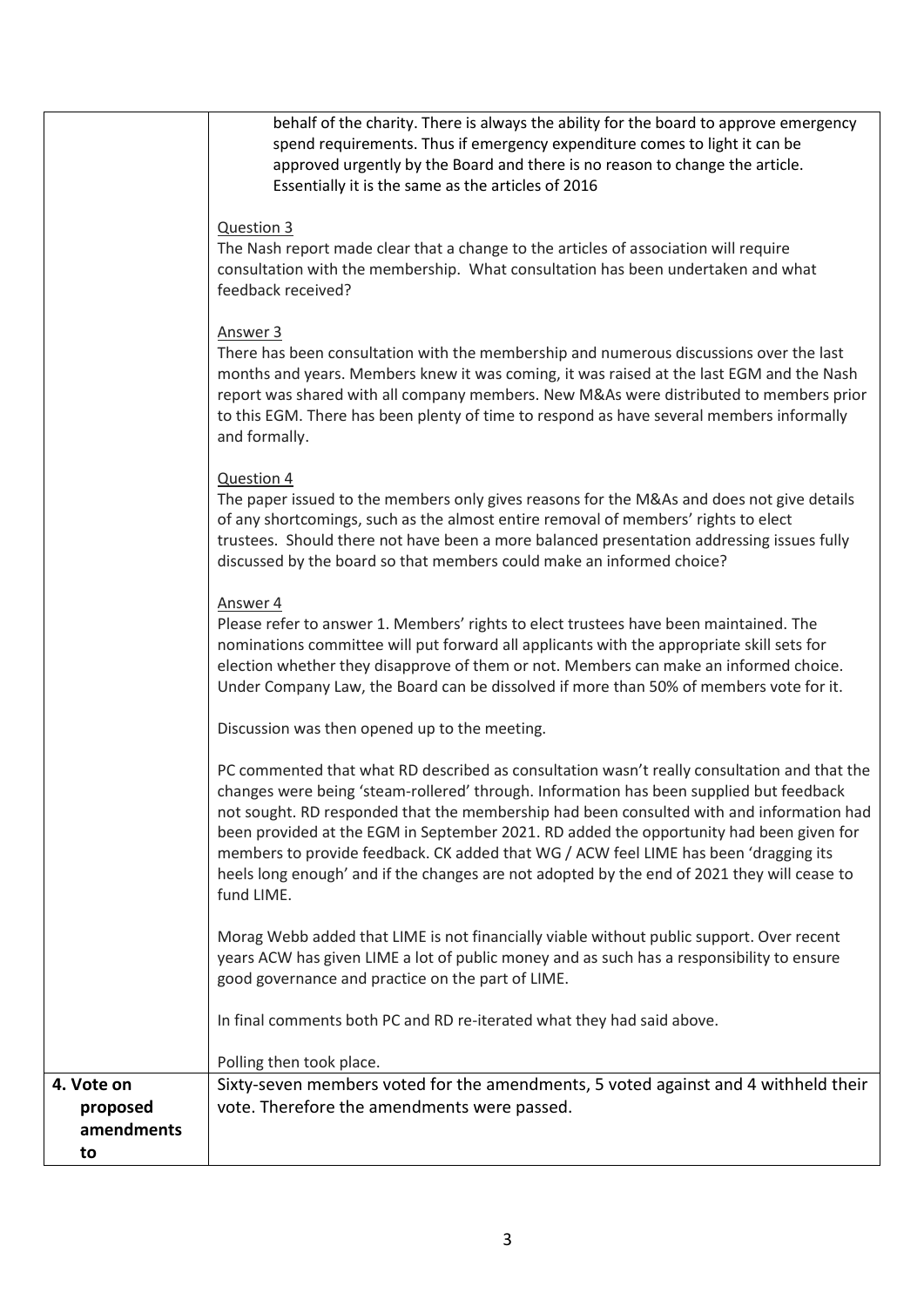| | |
|---|---|
| | behalf of the charity. There is always the ability for the board to approve emergency spend requirements. Thus if emergency expenditure comes to light it can be approved urgently by the Board and there is no reason to change the article. Essentially it is the same as the articles of 2016<br><br><u>Question 3</u><br>The Nash report made clear that a change to the articles of association will require consultation with the membership. What consultation has been undertaken and what feedback received?<br><br><u>Answer 3</u><br>There has been consultation with the membership and numerous discussions over the last months and years. Members knew it was coming, it was raised at the last EGM and the Nash report was shared with all company members. New M&As were distributed to members prior to this EGM. There has been plenty of time to respond as have several members informally and formally.<br><br><u>Question 4</u><br>The paper issued to the members only gives reasons for the M&As and does not give details of any shortcomings, such as the almost entire removal of members' rights to elect trustees. Should there not have been a more balanced presentation addressing issues fully discussed by the board so that members could make an informed choice?<br><br><u>Answer 4</u><br>Please refer to answer 1. Members' rights to elect trustees have been maintained. The nominations committee will put forward all applicants with the appropriate skill sets for election whether they disapprove of them or not. Members can make an informed choice. Under Company Law, the Board can be dissolved if more than 50% of members vote for it.<br><br>Discussion was then opened up to the meeting.<br><br>PC commented that what RD described as consultation wasn't really consultation and that the changes were being 'steam-rollered' through. Information has been supplied but feedback not sought. RD responded that the membership had been consulted with and information had been provided at the EGM in September 2021. RD added the opportunity had been given for members to provide feedback. CK added that WG / ACW feel LIME has been 'dragging its heels long enough' and if the changes are not adopted by the end of 2021 they will cease to fund LIME.<br><br>Morag Webb added that LIME is not financially viable without public support. Over recent years ACW has given LIME a lot of public money and as such has a responsibility to ensure good governance and practice on the part of LIME.<br><br>In final comments both PC and RD re-iterated what they had said above.<br><br>Polling then took place. |
| **4. Vote on proposed amendments to** | Sixty-seven members voted for the amendments, 5 voted against and 4 withheld their vote. Therefore the amendments were passed. |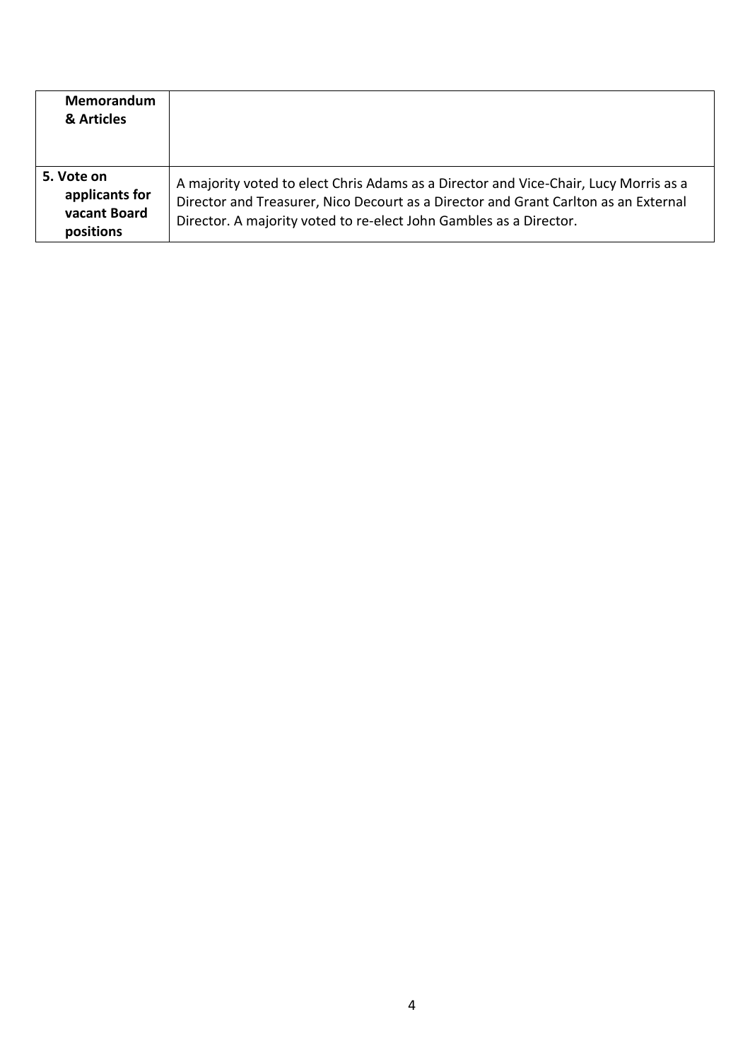| | |
|---|---|
| **Memorandum & Articles** | |
| **5. Vote on applicants for vacant Board positions** | A majority voted to elect Chris Adams as a Director and Vice-Chair, Lucy Morris as a Director and Treasurer, Nico Decourt as a Director and Grant Carlton as an External Director. A majority voted to re-elect John Gambles as a Director. |